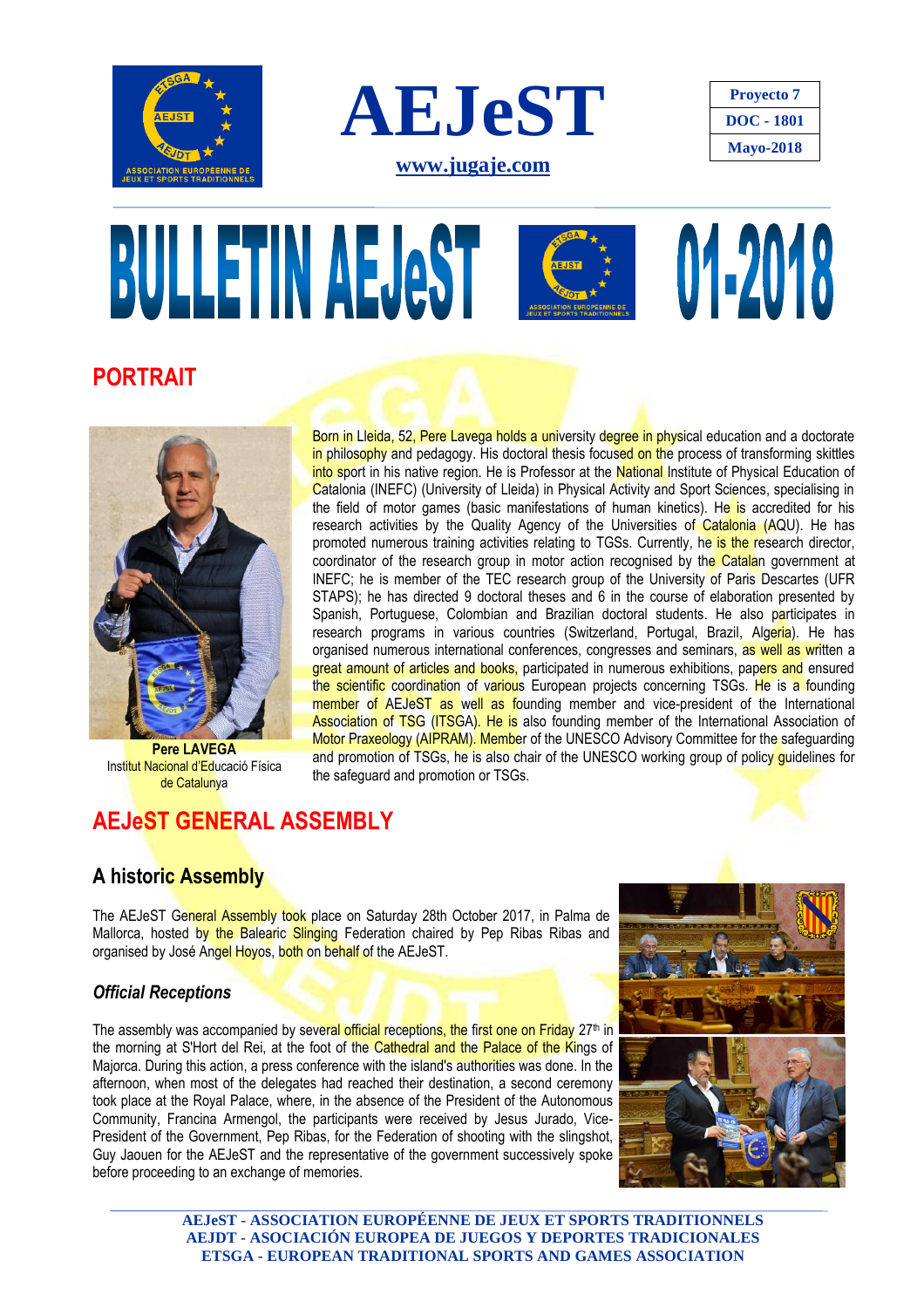# AEJeST

**www.jugaje.com**

| Proyecto 7 |
|---|
| DOC - 1801 |
| Mayo-2018 |

# BULLETIN AEJeST 01-2018

## PORTRAIT

**Pere LAVEGA**
Institut Nacional d'Educació Física de Catalunya

Born in Lleida, 52, Pere Lavega holds a university degree in physical education and a doctorate in philosophy and pedagogy. His doctoral thesis focused on the process of transforming skittles into sport in his native region. He is Professor at the National Institute of Physical Education of Catalonia (INEFC) (University of Lleida) in Physical Activity and Sport Sciences, specialising in the field of motor games (basic manifestations of human kinetics). He is accredited for his research activities by the Quality Agency of the Universities of Catalonia (AQU). He has promoted numerous training activities relating to TGSs. Currently, he is the research director, coordinator of the research group in motor action recognised by the Catalan government at INEFC; he is member of the TEC research group of the University of Paris Descartes (UFR STAPS); he has directed 9 doctoral theses and 6 in the course of elaboration presented by Spanish, Portuguese, Colombian and Brazilian doctoral students. He also participates in research programs in various countries (Switzerland, Portugal, Brazil, Algeria). He has organised numerous international conferences, congresses and seminars, as well as written a great amount of articles and books, participated in numerous exhibitions, papers and ensured the scientific coordination of various European projects concerning TSGs. He is a founding member of AEJeST as well as founding member and vice-president of the International Association of TSG (ITSGA). He is also founding member of the International Association of Motor Praxeology (AIPRAM). Member of the UNESCO Advisory Committee for the safeguarding and promotion of TSGs, he is also chair of the UNESCO working group of policy guidelines for the safeguard and promotion or TSGs.

## AEJeST GENERAL ASSEMBLY

### A historic Assembly

The AEJeST General Assembly took place on Saturday 28th October 2017, in Palma de Mallorca, hosted by the Balearic Slinging Federation chaired by Pep Ribas Ribas and organised by José Angel Hoyos, both on behalf of the AEJeST.

#### *Official Receptions*

The assembly was accompanied by several official receptions, the first one on Friday 27th in the morning at S'Hort del Rei, at the foot of the Cathedral and the Palace of the Kings of Majorca. During this action, a press conference with the island's authorities was done. In the afternoon, when most of the delegates had reached their destination, a second ceremony took place at the Royal Palace, where, in the absence of the President of the Autonomous Community, Francina Armengol, the participants were received by Jesus Jurado, Vice-President of the Government, Pep Ribas, for the Federation of shooting with the slingshot, Guy Jaouen for the AEJeST and the representative of the government successively spoke before proceeding to an exchange of memories.

**AEJeST - ASSOCIATION EUROPÉENNE DE JEUX ET SPORTS TRADITIONNELS**
**AEJDT - ASOCIACIÓN EUROPEA DE JUEGOS Y DEPORTES TRADICIONALES**
**ETSGA - EUROPEAN TRADITIONAL SPORTS AND GAMES ASSOCIATION**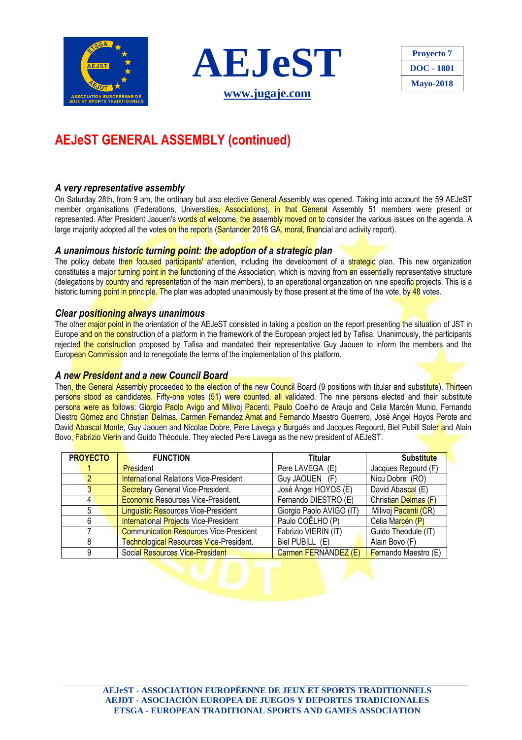# AEJeST GENERAL ASSEMBLY (continued)

### *A very representative assembly*

On Saturday 28th, from 9 am, the ordinary but also elective General Assembly was opened. Taking into account the 59 AEJeST member organisations (Federations, Universities, Associations), in that General Assembly 51 members were present or represented. After President Jaouen's words of welcome, the assembly moved on to consider the various issues on the agenda. A large majority adopted all the votes on the reports (Santander 2016 GA, moral, financial and activity report).

### *A unanimous historic turning point: the adoption of a strategic plan*

The policy debate then focused participants' attention, including the development of a strategic plan. This new organization constitutes a major turning point in the functioning of the Association, which is moving from an essentially representative structure (delegations by country and representation of the main members), to an operational organization on nine specific projects. This is a historic turning point in principle. The plan was adopted unanimously by those present at the time of the vote, by 48 votes.

### *Clear positioning always unanimous*

The other major point in the orientation of the AEJeST consisted in taking a position on the report presenting the situation of JST in Europe and on the construction of a platform in the framework of the European project led by Tafisa. Unanimously, the participants rejected the construction proposed by Tafisa and mandated their representative Guy Jaouen to inform the members and the European Commission and to renegotiate the terms of the implementation of this platform.

### *A new President and a new Council Board*

Then, the General Assembly proceeded to the election of the new Council Board (9 positions with titular and substitute). Thirteen persons stood as candidates. Fifty-one votes (51) were counted, all validated. The nine persons elected and their substitute persons were as follows: Giorgio Paolo Avigo and Milivoj Pacenti, Paulo Coelho de Araujo and Celia Marcén Munio, Fernando Diestro Gómez and Christian Delmas, Carmen Fernandez Amat and Fernando Maestro Guerrero, José Angel Hoyos Perote and David Abascal Monte, Guy Jaouen and Nicolae Dobre, Pere Lavega y Burgués and Jacques Regourd, Biel Pubill Soler and Alain Bovo, Fabrizio Vierin and Guido Théodule. They elected Pere Lavega as the new president of AEJeST.

| PROYECTO | FUNCTION | Titular | Substitute |
|---|---|---|---|
| 1 | President | Pere LAVEGA (E) | Jacques Regourd (F) |
| 2 | International Relations Vice-President | Guy JAOUEN (F) | Nicu Dobre (RO) |
| 3 | Secretary General Vice-President. | José Ángel HOYOS (E) | David Abascal (E) |
| 4 | Economic Resources Vice-President. | Fernando DIESTRO (E) | Christian Delmas (F) |
| 5 | Linguistic Resources Vice-President | Giorgio Paolo AVIGO (IT) | Milivoj Pacenti (CR) |
| 6 | International Projects Vice-President | Paulo COÊLHO (P) | Celia Marcén (P) |
| 7 | Communication Resources Vice-President | Fabrizio VIERIN (IT) | Guido Theodule (IT) |
| 8 | Technological Resources Vice-President. | Biel PUBILL (E) | Alain Bovo (F) |
| 9 | Social Resources Vice-President | Carmen FERNÁNDEZ (E) | Fernando Maestro (E) |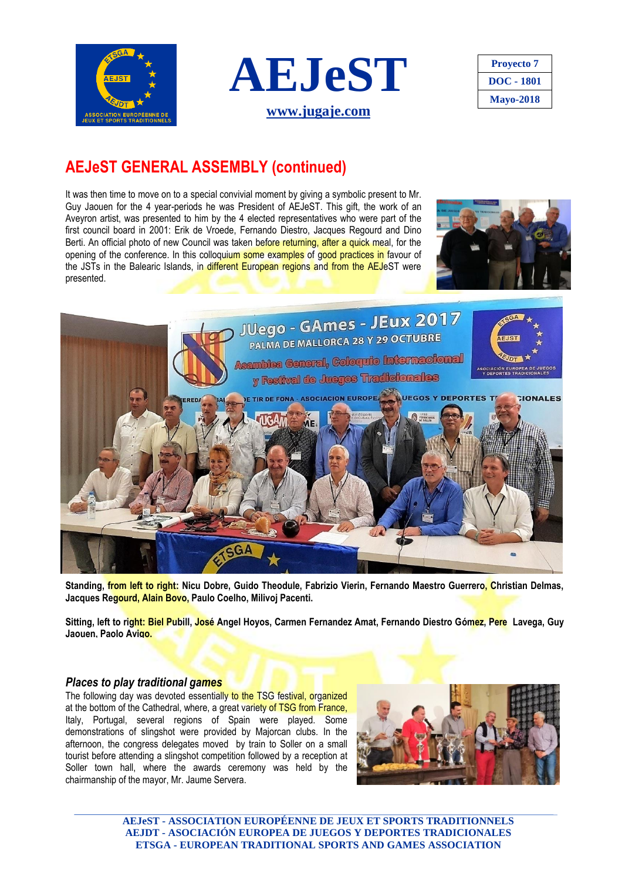# AEJeST GENERAL ASSEMBLY (continued)

It was then time to move on to a special convivial moment by giving a symbolic present to Mr. Guy Jaouen for the 4 year-periods he was President of AEJeST. This gift, the work of an Aveyron artist, was presented to him by the 4 elected representatives who were part of the first council board in 2001: Erik de Vroede, Fernando Diestro, Jacques Regourd and Dino Berti. An official photo of new Council was taken before returning, after a quick meal, for the opening of the conference. In this colloquium some examples of good practices in favour of the JSTs in the Balearic Islands, in different European regions and from the AEJeST were presented.

**Standing, from left to right: Nicu Dobre, Guido Theodule, Fabrizio Vierin, Fernando Maestro Guerrero, Christian Delmas, Jacques Regourd, Alain Bovo, Paulo Coelho, Milivoj Pacenti.**

**Sitting, left to right: Biel Pubill, José Angel Hoyos, Carmen Fernandez Amat, Fernando Diestro Gómez, Pere Lavega, Guy Jaouen, Paolo Avigo.**

### *Places to play traditional games*

The following day was devoted essentially to the TSG festival, organized at the bottom of the Cathedral, where, a great variety of TSG from France, Italy, Portugal, several regions of Spain were played. Some demonstrations of slingshot were provided by Majorcan clubs. In the afternoon, the congress delegates moved by train to Soller on a small tourist before attending a slingshot competition followed by a reception at Soller town hall, where the awards ceremony was held by the chairmanship of the mayor, Mr. Jaume Servera.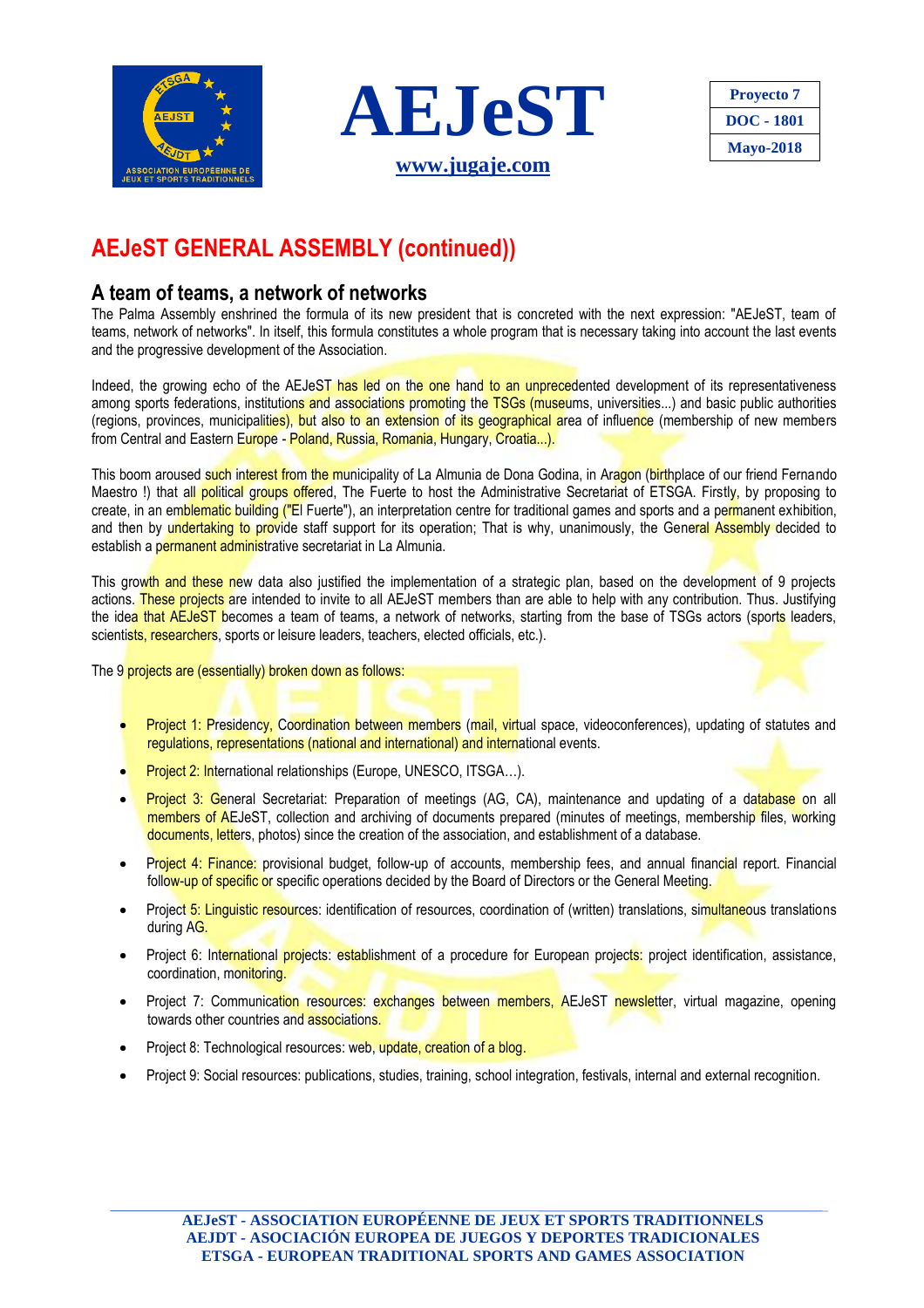# AEJeST GENERAL ASSEMBLY (continued))

## A team of teams, a network of networks

The Palma Assembly enshrined the formula of its new president that is concreted with the next expression: "AEJeST, team of teams, network of networks". In itself, this formula constitutes a whole program that is necessary taking into account the last events and the progressive development of the Association.

Indeed, the growing echo of the AEJeST has led on the one hand to an unprecedented development of its representativeness among sports federations, institutions and associations promoting the TSGs (museums, universities...) and basic public authorities (regions, provinces, municipalities), but also to an extension of its geographical area of influence (membership of new members from Central and Eastern Europe - Poland, Russia, Romania, Hungary, Croatia...).

This boom aroused such interest from the municipality of La Almunia de Dona Godina, in Aragon (birthplace of our friend Fernando Maestro !) that all political groups offered, The Fuerte to host the Administrative Secretariat of ETSGA. Firstly, by proposing to create, in an emblematic building ("El Fuerte"), an interpretation centre for traditional games and sports and a permanent exhibition, and then by undertaking to provide staff support for its operation; That is why, unanimously, the General Assembly decided to establish a permanent administrative secretariat in La Almunia.

This growth and these new data also justified the implementation of a strategic plan, based on the development of 9 projects actions. These projects are intended to invite to all AEJeST members than are able to help with any contribution. Thus. Justifying the idea that AEJeST becomes a team of teams, a network of networks, starting from the base of TSGs actors (sports leaders, scientists, researchers, sports or leisure leaders, teachers, elected officials, etc.).

The 9 projects are (essentially) broken down as follows:

- Project 1: Presidency, Coordination between members (mail, virtual space, videoconferences), updating of statutes and regulations, representations (national and international) and international events.
- Project 2: International relationships (Europe, UNESCO, ITSGA…).
- Project 3: General Secretariat: Preparation of meetings (AG, CA), maintenance and updating of a database on all members of AEJeST, collection and archiving of documents prepared (minutes of meetings, membership files, working documents, letters, photos) since the creation of the association, and establishment of a database.
- Project 4: Finance: provisional budget, follow-up of accounts, membership fees, and annual financial report. Financial follow-up of specific or specific operations decided by the Board of Directors or the General Meeting.
- Project 5: Linguistic resources: identification of resources, coordination of (written) translations, simultaneous translations during AG.
- Project 6: International projects: establishment of a procedure for European projects: project identification, assistance, coordination, monitoring.
- Project 7: Communication resources: exchanges between members, AEJeST newsletter, virtual magazine, opening towards other countries and associations.
- Project 8: Technological resources: web, update, creation of a blog.
- Project 9: Social resources: publications, studies, training, school integration, festivals, internal and external recognition.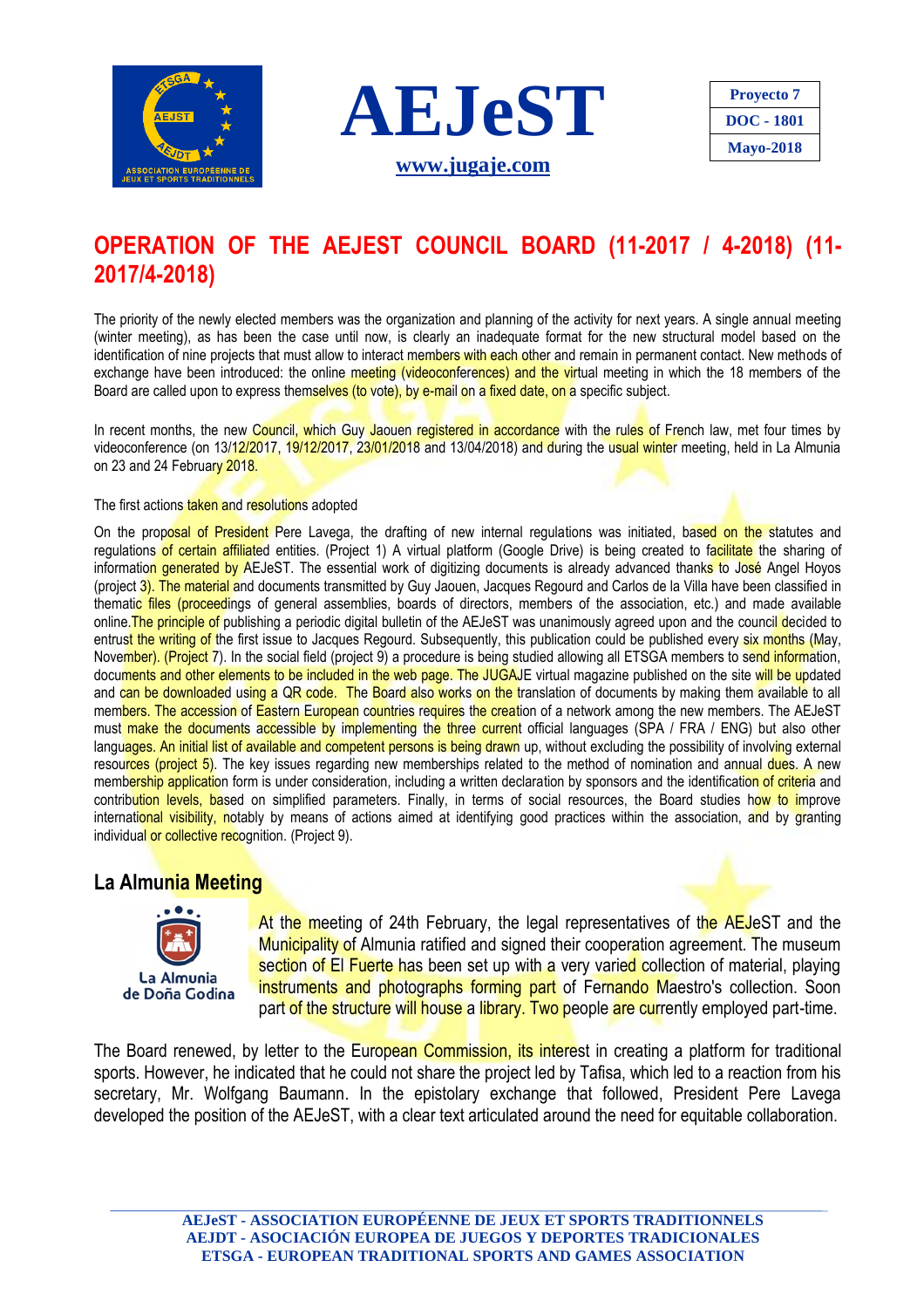# OPERATION OF THE AEJEST COUNCIL BOARD (11-2017 / 4-2018) (11-2017/4-2018)

The priority of the newly elected members was the organization and planning of the activity for next years. A single annual meeting (winter meeting), as has been the case until now, is clearly an inadequate format for the new structural model based on the identification of nine projects that must allow to interact members with each other and remain in permanent contact. New methods of exchange have been introduced: the online meeting (videoconferences) and the virtual meeting in which the 18 members of the Board are called upon to express themselves (to vote), by e-mail on a fixed date, on a specific subject.

In recent months, the new Council, which Guy Jaouen registered in accordance with the rules of French law, met four times by videoconference (on 13/12/2017, 19/12/2017, 23/01/2018 and 13/04/2018) and during the usual winter meeting, held in La Almunia on 23 and 24 February 2018.

The first actions taken and resolutions adopted

On the proposal of President Pere Lavega, the drafting of new internal regulations was initiated, based on the statutes and regulations of certain affiliated entities. (Project 1) A virtual platform (Google Drive) is being created to facilitate the sharing of information generated by AEJeST. The essential work of digitizing documents is already advanced thanks to José Angel Hoyos (project 3). The material and documents transmitted by Guy Jaouen, Jacques Regourd and Carlos de la Villa have been classified in thematic files (proceedings of general assemblies, boards of directors, members of the association, etc.) and made available online.The principle of publishing a periodic digital bulletin of the AEJeST was unanimously agreed upon and the council decided to entrust the writing of the first issue to Jacques Regourd. Subsequently, this publication could be published every six months (May, November). (Project 7). In the social field (project 9) a procedure is being studied allowing all ETSGA members to send information, documents and other elements to be included in the web page. The JUGAJE virtual magazine published on the site will be updated and can be downloaded using a QR code. The Board also works on the translation of documents by making them available to all members. The accession of Eastern European countries requires the creation of a network among the new members. The AEJeST must make the documents accessible by implementing the three current official languages (SPA / FRA / ENG) but also other languages. An initial list of available and competent persons is being drawn up, without excluding the possibility of involving external resources (project 5). The key issues regarding new memberships related to the method of nomination and annual dues. A new membership application form is under consideration, including a written declaration by sponsors and the identification of criteria and contribution levels, based on simplified parameters. Finally, in terms of social resources, the Board studies how to improve international visibility, notably by means of actions aimed at identifying good practices within the association, and by granting individual or collective recognition. (Project 9).

## La Almunia Meeting

La Almunia de Doña Godina

At the meeting of 24th February, the legal representatives of the AEJeST and the Municipality of Almunia ratified and signed their cooperation agreement. The museum section of El Fuerte has been set up with a very varied collection of material, playing instruments and photographs forming part of Fernando Maestro's collection. Soon part of the structure will house a library. Two people are currently employed part-time.

The Board renewed, by letter to the European Commission, its interest in creating a platform for traditional sports. However, he indicated that he could not share the project led by Tafisa, which led to a reaction from his secretary, Mr. Wolfgang Baumann. In the epistolary exchange that followed, President Pere Lavega developed the position of the AEJeST, with a clear text articulated around the need for equitable collaboration.